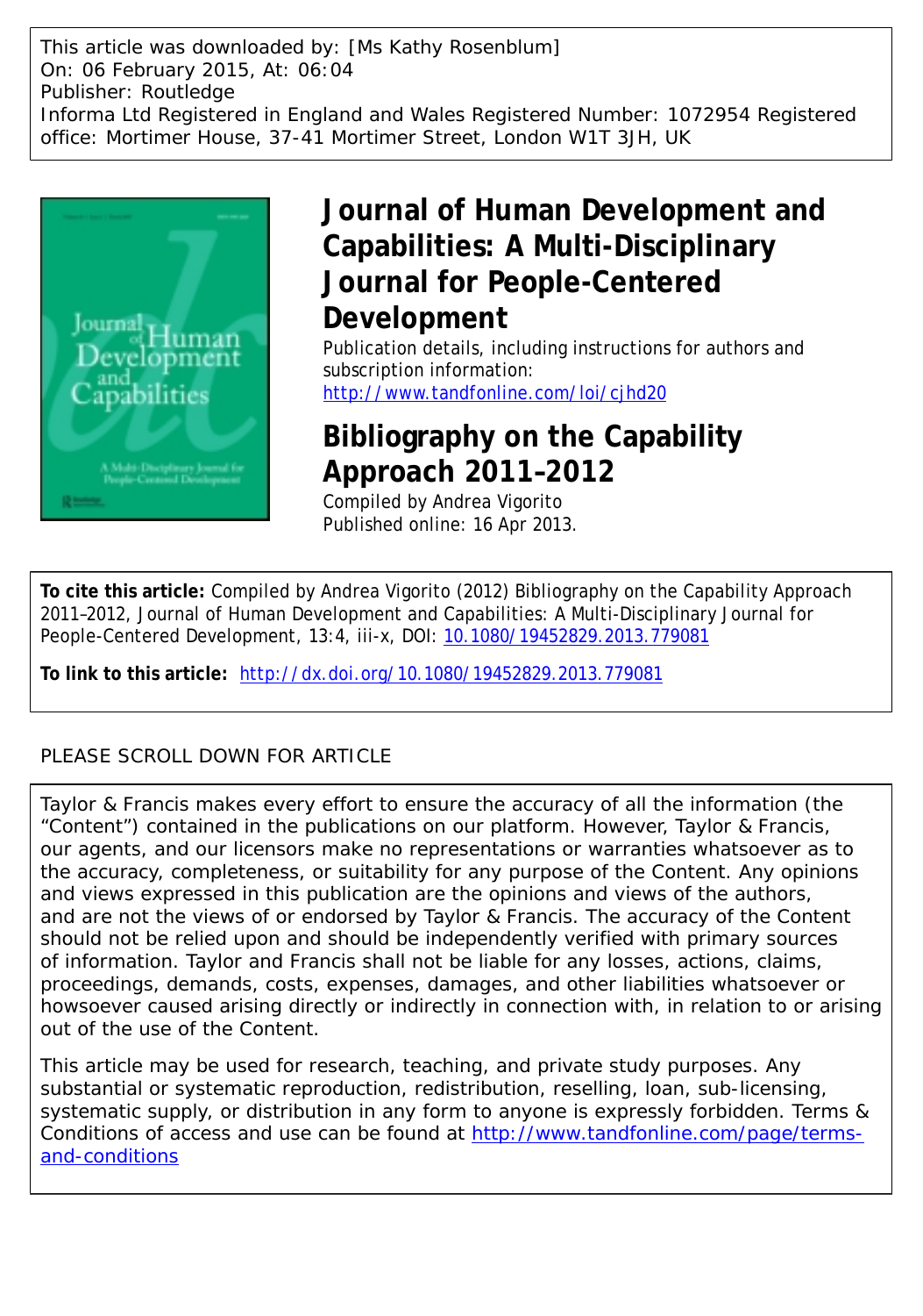This article was downloaded by: [Ms Kathy Rosenblum]
On: 06 February 2015, At: 06:04
Publisher: Routledge
Informa Ltd Registered in England and Wales Registered Number: 1072954 Registered office: Mortimer House, 37-41 Mortimer Street, London W1T 3JH, UK

# Journal of Human Development and Capabilities: A Multi-Disciplinary Journal for People-Centered Development

Publication details, including instructions for authors and subscription information:
http://www.tandfonline.com/loi/cjhd20

# Bibliography on the Capability Approach 2011–2012

Compiled by Andrea Vigorito
Published online: 16 Apr 2013.

**To cite this article:** Compiled by Andrea Vigorito (2012) Bibliography on the Capability Approach 2011–2012, Journal of Human Development and Capabilities: A Multi-Disciplinary Journal for People-Centered Development, 13:4, iii-x, DOI: 10.1080/19452829.2013.779081

**To link to this article:** http://dx.doi.org/10.1080/19452829.2013.779081

PLEASE SCROLL DOWN FOR ARTICLE

Taylor & Francis makes every effort to ensure the accuracy of all the information (the "Content") contained in the publications on our platform. However, Taylor & Francis, our agents, and our licensors make no representations or warranties whatsoever as to the accuracy, completeness, or suitability for any purpose of the Content. Any opinions and views expressed in this publication are the opinions and views of the authors, and are not the views of or endorsed by Taylor & Francis. The accuracy of the Content should not be relied upon and should be independently verified with primary sources of information. Taylor and Francis shall not be liable for any losses, actions, claims, proceedings, demands, costs, expenses, damages, and other liabilities whatsoever or howsoever caused arising directly or indirectly in connection with, in relation to or arising out of the use of the Content.

This article may be used for research, teaching, and private study purposes. Any substantial or systematic reproduction, redistribution, reselling, loan, sub-licensing, systematic supply, or distribution in any form to anyone is expressly forbidden. Terms & Conditions of access and use can be found at http://www.tandfonline.com/page/terms-and-conditions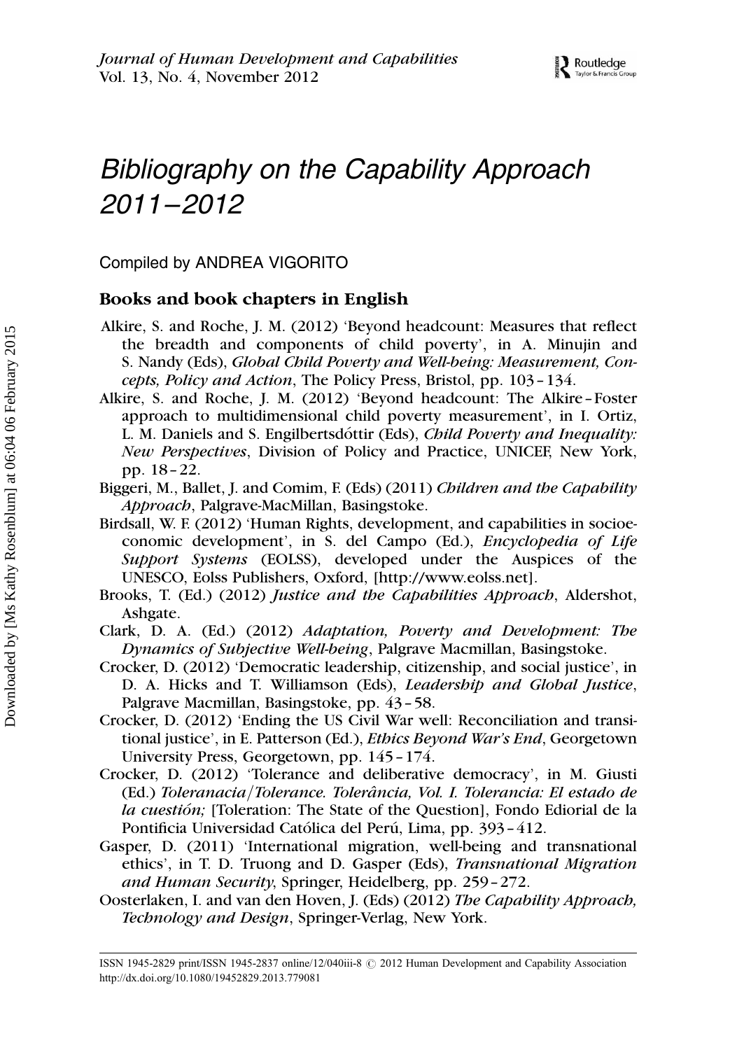# Bibliography on the Capability Approach 2011–2012

Compiled by ANDREA VIGORITO

## Books and book chapters in English

Alkire, S. and Roche, J. M. (2012) 'Beyond headcount: Measures that reflect the breadth and components of child poverty', in A. Minujin and S. Nandy (Eds), *Global Child Poverty and Well-being: Measurement, Concepts, Policy and Action*, The Policy Press, Bristol, pp. 103–134.

Alkire, S. and Roche, J. M. (2012) 'Beyond headcount: The Alkire–Foster approach to multidimensional child poverty measurement', in I. Ortiz, L. M. Daniels and S. Engilbertsdóttir (Eds), *Child Poverty and Inequality: New Perspectives*, Division of Policy and Practice, UNICEF, New York, pp. 18–22.

Biggeri, M., Ballet, J. and Comim, F. (Eds) (2011) *Children and the Capability Approach*, Palgrave-MacMillan, Basingstoke.

Birdsall, W. F. (2012) 'Human Rights, development, and capabilities in socioeconomic development', in S. del Campo (Ed.), *Encyclopedia of Life Support Systems* (EOLSS), developed under the Auspices of the UNESCO, Eolss Publishers, Oxford, [http://www.eolss.net].

Brooks, T. (Ed.) (2012) *Justice and the Capabilities Approach*, Aldershot, Ashgate.

Clark, D. A. (Ed.) (2012) *Adaptation, Poverty and Development: The Dynamics of Subjective Well-being*, Palgrave Macmillan, Basingstoke.

Crocker, D. (2012) 'Democratic leadership, citizenship, and social justice', in D. A. Hicks and T. Williamson (Eds), *Leadership and Global Justice*, Palgrave Macmillan, Basingstoke, pp. 43–58.

Crocker, D. (2012) 'Ending the US Civil War well: Reconciliation and transitional justice', in E. Patterson (Ed.), *Ethics Beyond War's End*, Georgetown University Press, Georgetown, pp. 145–174.

Crocker, D. (2012) 'Tolerance and deliberative democracy', in M. Giusti (Ed.) *Toleranacia/Tolerance. Tolerância, Vol. I. Tolerancia: El estado de la cuestión;* [Toleration: The State of the Question], Fondo Ediorial de la Pontificia Universidad Católica del Perú, Lima, pp. 393–412.

Gasper, D. (2011) 'International migration, well-being and transnational ethics', in T. D. Truong and D. Gasper (Eds), *Transnational Migration and Human Security*, Springer, Heidelberg, pp. 259–272.

Oosterlaken, I. and van den Hoven, J. (Eds) (2012) *The Capability Approach, Technology and Design*, Springer-Verlag, New York.

ISSN 1945-2829 print/ISSN 1945-2837 online/12/040iii-8 © 2012 Human Development and Capability Association
http://dx.doi.org/10.1080/19452829.2013.779081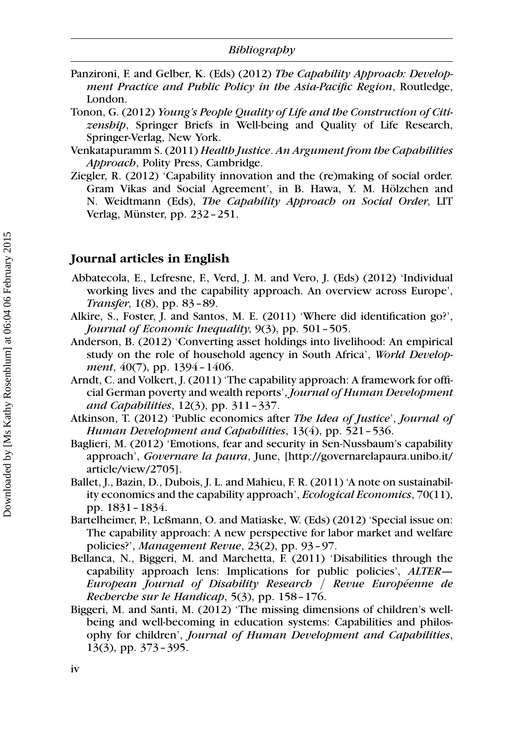Panzironi, F. and Gelber, K. (Eds) (2012) *The Capability Approach: Development Practice and Public Policy in the Asia-Pacific Region*, Routledge, London.

Tonon, G. (2012) *Young's People Quality of Life and the Construction of Citizenship*, Springer Briefs in Well-being and Quality of Life Research, Springer-Verlag, New York.

Venkatapuramm S. (2011) *Health Justice. An Argument from the Capabilities Approach*, Polity Press, Cambridge.

Ziegler, R. (2012) 'Capability innovation and the (re)making of social order. Gram Vikas and Social Agreement', in B. Hawa, Y. M. Hölzchen and N. Weidtmann (Eds), *The Capability Approach on Social Order*, LIT Verlag, Münster, pp. 232–251.

## Journal articles in English

Abbatecola, E., Lefresne, F., Verd, J. M. and Vero, J. (Eds) (2012) 'Individual working lives and the capability approach. An overview across Europe', *Transfer*, 1(8), pp. 83–89.

Alkire, S., Foster, J. and Santos, M. E. (2011) 'Where did identification go?', *Journal of Economic Inequality*, 9(3), pp. 501–505.

Anderson, B. (2012) 'Converting asset holdings into livelihood: An empirical study on the role of household agency in South Africa', *World Development*, 40(7), pp. 1394–1406.

Arndt, C. and Volkert, J. (2011) 'The capability approach: A framework for official German poverty and wealth reports', *Journal of Human Development and Capabilities*, 12(3), pp. 311–337.

Atkinson, T. (2012) 'Public economics after *The Idea of Justice*', *Journal of Human Development and Capabilities*, 13(4), pp. 521–536.

Baglieri, M. (2012) 'Emotions, fear and security in Sen-Nussbaum's capability approach', *Governare la paura*, June, [http://governarelapaura.unibo.it/article/view/2705].

Ballet, J., Bazin, D., Dubois, J. L. and Mahieu, F. R. (2011) 'A note on sustainability economics and the capability approach', *Ecological Economics*, 70(11), pp. 1831–1834.

Bartelheimer, P., Leßmann, O. and Matiaske, W. (Eds) (2012) 'Special issue on: The capability approach: A new perspective for labor market and welfare policies?', *Management Revue*, 23(2), pp. 93–97.

Bellanca, N., Biggeri, M. and Marchetta, F. (2011) 'Disabilities through the capability approach lens: Implications for public policies', *ALTER—European Journal of Disability Research / Revue Européenne de Recherche sur le Handicap*, 5(3), pp. 158–176.

Biggeri, M. and Santi, M. (2012) 'The missing dimensions of children's well-being and well-becoming in education systems: Capabilities and philosophy for children', *Journal of Human Development and Capabilities*, 13(3), pp. 373–395.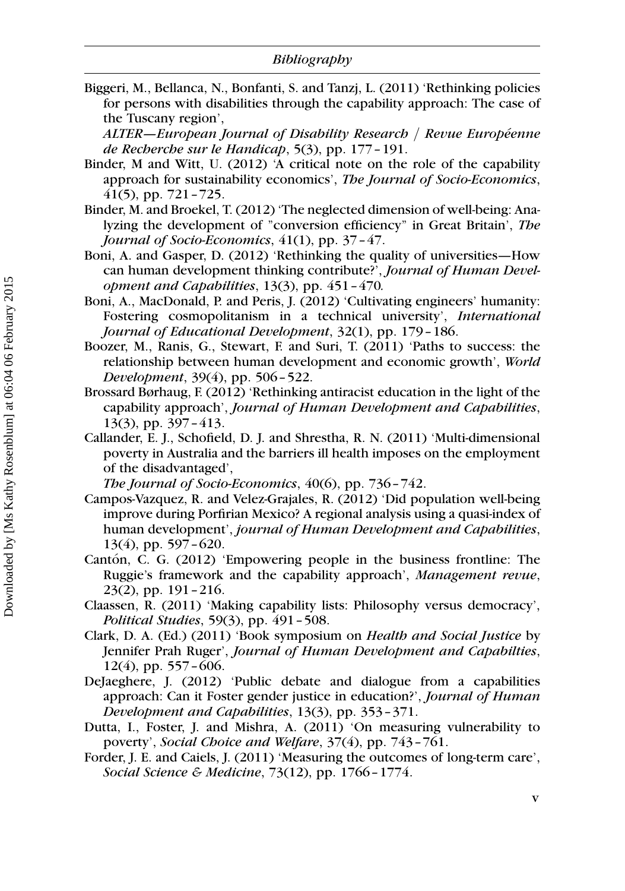Biggeri, M., Bellanca, N., Bonfanti, S. and Tanzj, L. (2011) 'Rethinking policies for persons with disabilities through the capability approach: The case of the Tuscany region', *ALTER—European Journal of Disability Research / Revue Européenne de Recherche sur le Handicap*, 5(3), pp. 177–191.

Binder, M and Witt, U. (2012) 'A critical note on the role of the capability approach for sustainability economics', *The Journal of Socio-Economics*, 41(5), pp. 721–725.

Binder, M. and Broekel, T. (2012) 'The neglected dimension of well-being: Analyzing the development of "conversion efficiency" in Great Britain', *The Journal of Socio-Economics*, 41(1), pp. 37–47.

Boni, A. and Gasper, D. (2012) 'Rethinking the quality of universities—How can human development thinking contribute?', *Journal of Human Development and Capabilities*, 13(3), pp. 451–470.

Boni, A., MacDonald, P. and Peris, J. (2012) 'Cultivating engineers' humanity: Fostering cosmopolitanism in a technical university', *International Journal of Educational Development*, 32(1), pp. 179–186.

Boozer, M., Ranis, G., Stewart, F. and Suri, T. (2011) 'Paths to success: the relationship between human development and economic growth', *World Development*, 39(4), pp. 506–522.

Brossard Børhaug, F. (2012) 'Rethinking antiracist education in the light of the capability approach', *Journal of Human Development and Capabilities*, 13(3), pp. 397–413.

Callander, E. J., Schofield, D. J. and Shrestha, R. N. (2011) 'Multi-dimensional poverty in Australia and the barriers ill health imposes on the employment of the disadvantaged', *The Journal of Socio-Economics*, 40(6), pp. 736–742.

Campos-Vazquez, R. and Velez-Grajales, R. (2012) 'Did population well-being improve during Porfirian Mexico? A regional analysis using a quasi-index of human development', *journal of Human Development and Capabilities*, 13(4), pp. 597–620.

Cantón, C. G. (2012) 'Empowering people in the business frontline: The Ruggie's framework and the capability approach', *Management revue*, 23(2), pp. 191–216.

Claassen, R. (2011) 'Making capability lists: Philosophy versus democracy', *Political Studies*, 59(3), pp. 491–508.

Clark, D. A. (Ed.) (2011) 'Book symposium on *Health and Social Justice* by Jennifer Prah Ruger', *Journal of Human Development and Capabilties*, 12(4), pp. 557–606.

DeJaeghere, J. (2012) 'Public debate and dialogue from a capabilities approach: Can it Foster gender justice in education?', *Journal of Human Development and Capabilities*, 13(3), pp. 353–371.

Dutta, I., Foster, J. and Mishra, A. (2011) 'On measuring vulnerability to poverty', *Social Choice and Welfare*, 37(4), pp. 743–761.

Forder, J. E. and Caiels, J. (2011) 'Measuring the outcomes of long-term care', *Social Science & Medicine*, 73(12), pp. 1766–1774.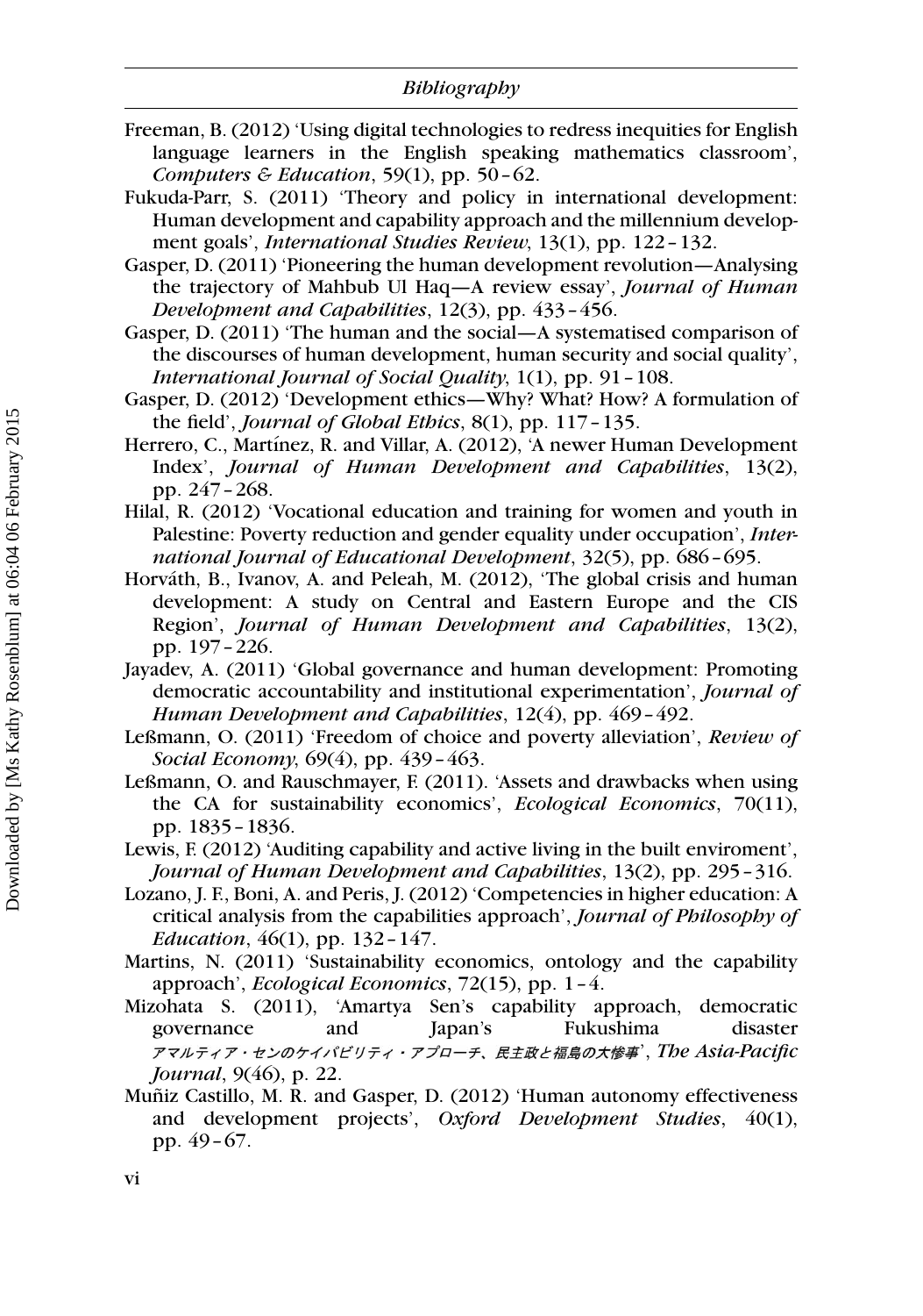Freeman, B. (2012) 'Using digital technologies to redress inequities for English language learners in the English speaking mathematics classroom', *Computers & Education*, 59(1), pp. 50 – 62.

Fukuda-Parr, S. (2011) 'Theory and policy in international development: Human development and capability approach and the millennium development goals', *International Studies Review*, 13(1), pp. 122 – 132.

Gasper, D. (2011) 'Pioneering the human development revolution—Analysing the trajectory of Mahbub Ul Haq—A review essay', *Journal of Human Development and Capabilities*, 12(3), pp. 433 – 456.

Gasper, D. (2011) 'The human and the social—A systematised comparison of the discourses of human development, human security and social quality', *International Journal of Social Quality*, 1(1), pp. 91 – 108.

Gasper, D. (2012) 'Development ethics—Why? What? How? A formulation of the field', *Journal of Global Ethics*, 8(1), pp. 117 – 135.

Herrero, C., Martínez, R. and Villar, A. (2012), 'A newer Human Development Index', *Journal of Human Development and Capabilities*, 13(2), pp. 247 – 268.

Hilal, R. (2012) 'Vocational education and training for women and youth in Palestine: Poverty reduction and gender equality under occupation', *International Journal of Educational Development*, 32(5), pp. 686 – 695.

Horváth, B., Ivanov, A. and Peleah, M. (2012), 'The global crisis and human development: A study on Central and Eastern Europe and the CIS Region', *Journal of Human Development and Capabilities*, 13(2), pp. 197 – 226.

Jayadev, A. (2011) 'Global governance and human development: Promoting democratic accountability and institutional experimentation', *Journal of Human Development and Capabilities*, 12(4), pp. 469 – 492.

Leßmann, O. (2011) 'Freedom of choice and poverty alleviation', *Review of Social Economy*, 69(4), pp. 439 – 463.

Leßmann, O. and Rauschmayer, F. (2011). 'Assets and drawbacks when using the CA for sustainability economics', *Ecological Economics*, 70(11), pp. 1835 – 1836.

Lewis, F. (2012) 'Auditing capability and active living in the built enviroment', *Journal of Human Development and Capabilities*, 13(2), pp. 295 – 316.

Lozano, J. F., Boni, A. and Peris, J. (2012) 'Competencies in higher education: A critical analysis from the capabilities approach', *Journal of Philosophy of Education*, 46(1), pp. 132 – 147.

Martins, N. (2011) 'Sustainability economics, ontology and the capability approach', *Ecological Economics*, 72(15), pp. 1 – 4.

Mizohata S. (2011), 'Amartya Sen's capability approach, democratic governance and Japan's Fukushima disaster アマルティア・センのケイパビリティ・アプローチ、民主政と福島の大惨事', *The Asia-Pacific Journal*, 9(46), p. 22.

Muñiz Castillo, M. R. and Gasper, D. (2012) 'Human autonomy effectiveness and development projects', *Oxford Development Studies*, 40(1), pp. 49 – 67.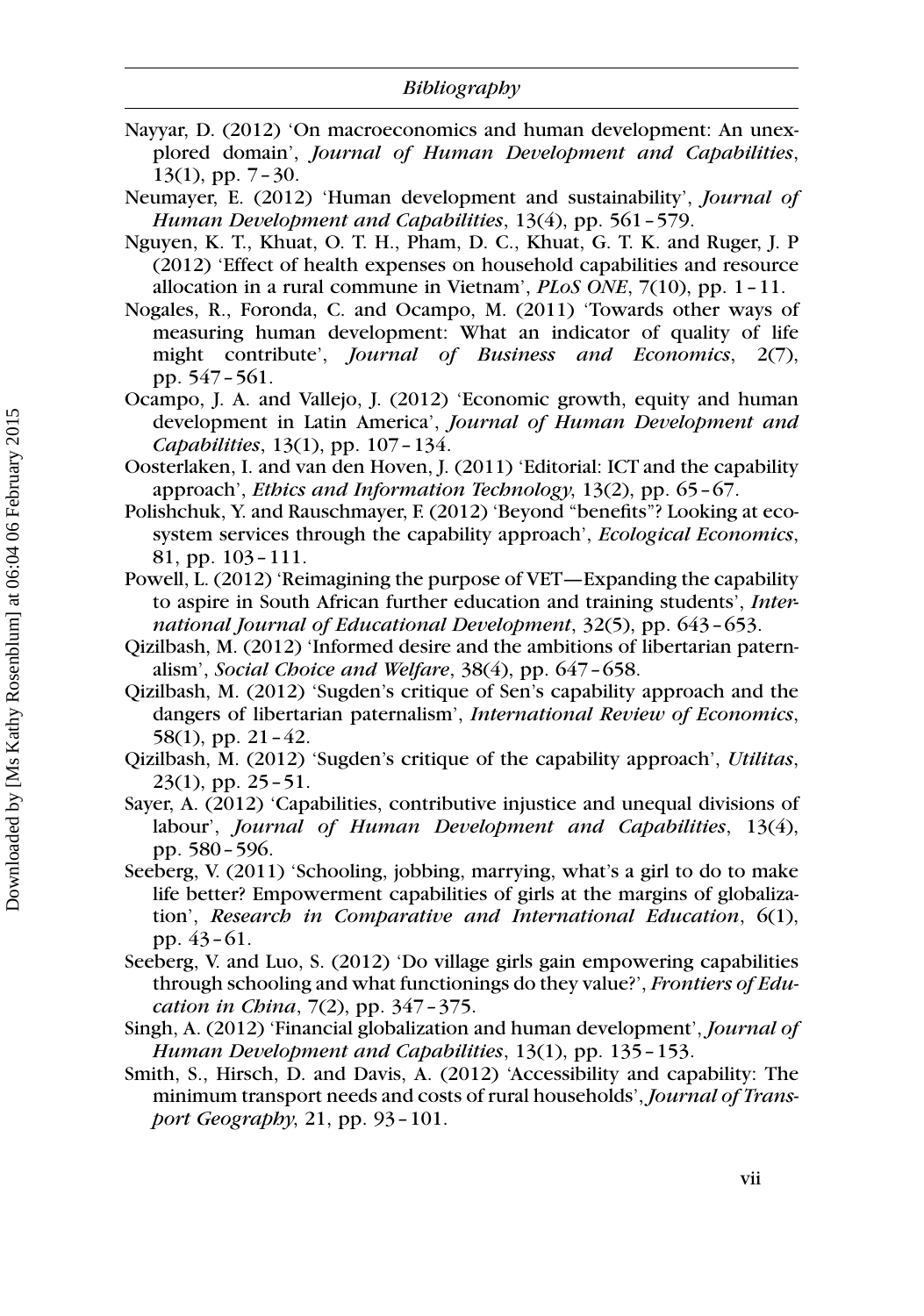Nayyar, D. (2012) 'On macroeconomics and human development: An unexplored domain', *Journal of Human Development and Capabilities*, 13(1), pp. 7–30.

Neumayer, E. (2012) 'Human development and sustainability', *Journal of Human Development and Capabilities*, 13(4), pp. 561–579.

Nguyen, K. T., Khuat, O. T. H., Pham, D. C., Khuat, G. T. K. and Ruger, J. P (2012) 'Effect of health expenses on household capabilities and resource allocation in a rural commune in Vietnam', *PLoS ONE*, 7(10), pp. 1–11.

Nogales, R., Foronda, C. and Ocampo, M. (2011) 'Towards other ways of measuring human development: What an indicator of quality of life might contribute', *Journal of Business and Economics*, 2(7), pp. 547–561.

Ocampo, J. A. and Vallejo, J. (2012) 'Economic growth, equity and human development in Latin America', *Journal of Human Development and Capabilities*, 13(1), pp. 107–134.

Oosterlaken, I. and van den Hoven, J. (2011) 'Editorial: ICT and the capability approach', *Ethics and Information Technology*, 13(2), pp. 65–67.

Polishchuk, Y. and Rauschmayer, F. (2012) 'Beyond "benefits"? Looking at ecosystem services through the capability approach', *Ecological Economics*, 81, pp. 103–111.

Powell, L. (2012) 'Reimagining the purpose of VET—Expanding the capability to aspire in South African further education and training students', *International Journal of Educational Development*, 32(5), pp. 643–653.

Qizilbash, M. (2012) 'Informed desire and the ambitions of libertarian paternalism', *Social Choice and Welfare*, 38(4), pp. 647–658.

Qizilbash, M. (2012) 'Sugden's critique of Sen's capability approach and the dangers of libertarian paternalism', *International Review of Economics*, 58(1), pp. 21–42.

Qizilbash, M. (2012) 'Sugden's critique of the capability approach', *Utilitas*, 23(1), pp. 25–51.

Sayer, A. (2012) 'Capabilities, contributive injustice and unequal divisions of labour', *Journal of Human Development and Capabilities*, 13(4), pp. 580–596.

Seeberg, V. (2011) 'Schooling, jobbing, marrying, what's a girl to do to make life better? Empowerment capabilities of girls at the margins of globalization', *Research in Comparative and International Education*, 6(1), pp. 43–61.

Seeberg, V. and Luo, S. (2012) 'Do village girls gain empowering capabilities through schooling and what functionings do they value?', *Frontiers of Education in China*, 7(2), pp. 347–375.

Singh, A. (2012) 'Financial globalization and human development', *Journal of Human Development and Capabilities*, 13(1), pp. 135–153.

Smith, S., Hirsch, D. and Davis, A. (2012) 'Accessibility and capability: The minimum transport needs and costs of rural households', *Journal of Transport Geography*, 21, pp. 93–101.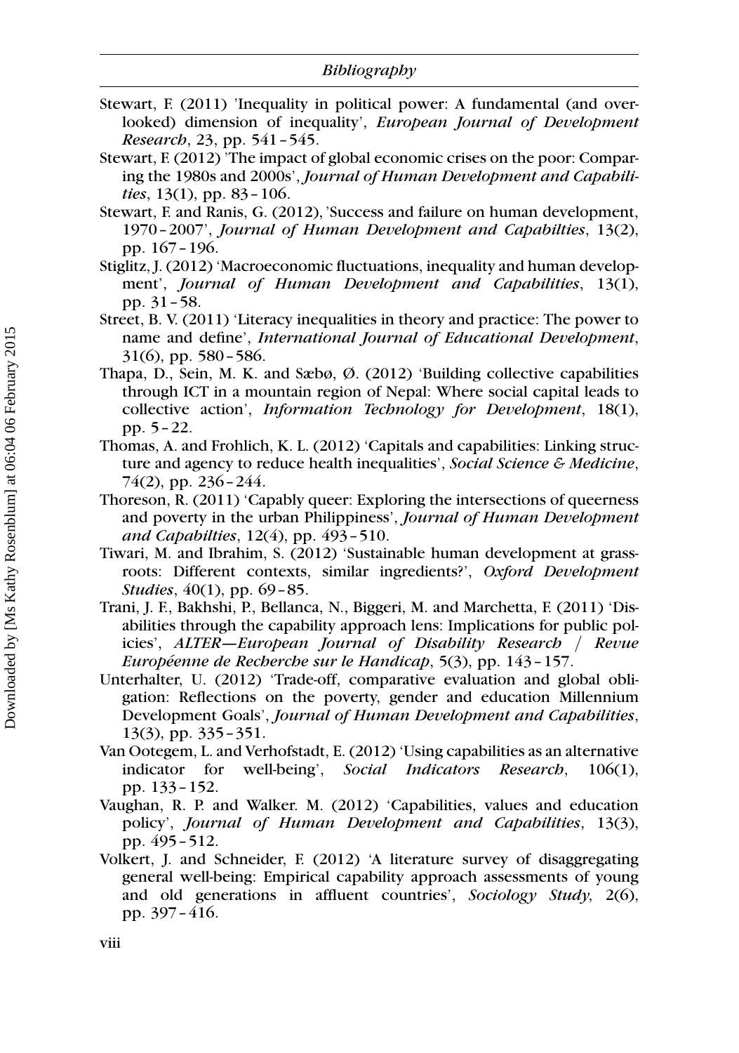Stewart, F. (2011) 'Inequality in political power: A fundamental (and overlooked) dimension of inequality', *European Journal of Development Research*, 23, pp. 541–545.

Stewart, F. (2012) 'The impact of global economic crises on the poor: Comparing the 1980s and 2000s', *Journal of Human Development and Capabilities*, 13(1), pp. 83–106.

Stewart, F. and Ranis, G. (2012), 'Success and failure on human development, 1970–2007', *Journal of Human Development and Capabilties*, 13(2), pp. 167–196.

Stiglitz, J. (2012) 'Macroeconomic fluctuations, inequality and human development', *Journal of Human Development and Capabilities*, 13(1), pp. 31–58.

Street, B. V. (2011) 'Literacy inequalities in theory and practice: The power to name and define', *International Journal of Educational Development*, 31(6), pp. 580–586.

Thapa, D., Sein, M. K. and Sæbø, Ø. (2012) 'Building collective capabilities through ICT in a mountain region of Nepal: Where social capital leads to collective action', *Information Technology for Development*, 18(1), pp. 5–22.

Thomas, A. and Frohlich, K. L. (2012) 'Capitals and capabilities: Linking structure and agency to reduce health inequalities', *Social Science & Medicine*, 74(2), pp. 236–244.

Thoreson, R. (2011) 'Capably queer: Exploring the intersections of queerness and poverty in the urban Philippiness', *Journal of Human Development and Capabilties*, 12(4), pp. 493–510.

Tiwari, M. and Ibrahim, S. (2012) 'Sustainable human development at grassroots: Different contexts, similar ingredients?', *Oxford Development Studies*, 40(1), pp. 69–85.

Trani, J. F., Bakhshi, P., Bellanca, N., Biggeri, M. and Marchetta, F. (2011) 'Disabilities through the capability approach lens: Implications for public policies', *ALTER—European Journal of Disability Research / Revue Européenne de Recherche sur le Handicap*, 5(3), pp. 143–157.

Unterhalter, U. (2012) 'Trade-off, comparative evaluation and global obligation: Reflections on the poverty, gender and education Millennium Development Goals', *Journal of Human Development and Capabilities*, 13(3), pp. 335–351.

Van Ootegem, L. and Verhofstadt, E. (2012) 'Using capabilities as an alternative indicator for well-being', *Social Indicators Research*, 106(1), pp. 133–152.

Vaughan, R. P. and Walker. M. (2012) 'Capabilities, values and education policy', *Journal of Human Development and Capabilities*, 13(3), pp. 495–512.

Volkert, J. and Schneider, F. (2012) 'A literature survey of disaggregating general well-being: Empirical capability approach assessments of young and old generations in affluent countries', *Sociology Study*, 2(6), pp. 397–416.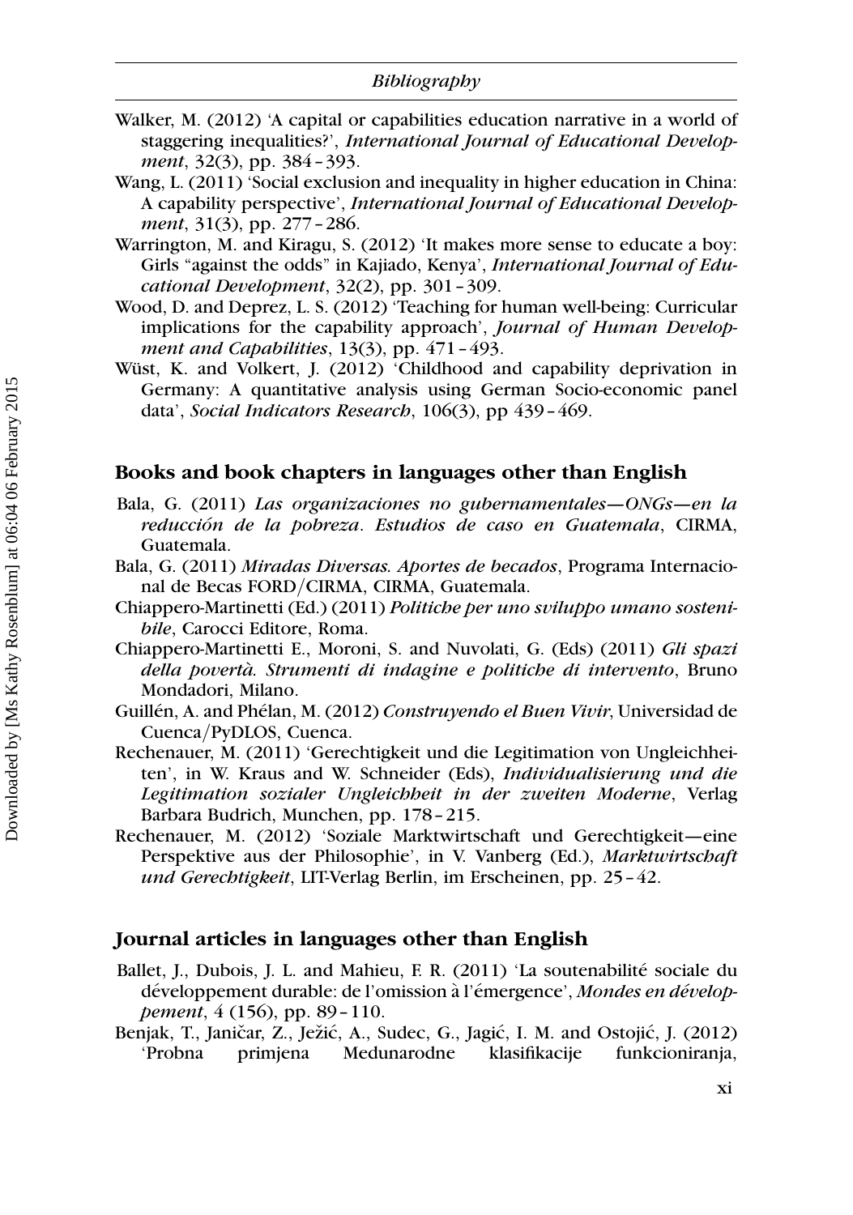Walker, M. (2012) 'A capital or capabilities education narrative in a world of staggering inequalities?', *International Journal of Educational Development*, 32(3), pp. 384–393.

Wang, L. (2011) 'Social exclusion and inequality in higher education in China: A capability perspective', *International Journal of Educational Development*, 31(3), pp. 277–286.

Warrington, M. and Kiragu, S. (2012) 'It makes more sense to educate a boy: Girls "against the odds" in Kajiado, Kenya', *International Journal of Educational Development*, 32(2), pp. 301–309.

Wood, D. and Deprez, L. S. (2012) 'Teaching for human well-being: Curricular implications for the capability approach', *Journal of Human Development and Capabilities*, 13(3), pp. 471–493.

Wüst, K. and Volkert, J. (2012) 'Childhood and capability deprivation in Germany: A quantitative analysis using German Socio-economic panel data', *Social Indicators Research*, 106(3), pp 439–469.

## Books and book chapters in languages other than English

Bala, G. (2011) *Las organizaciones no gubernamentales—ONGs—en la reducción de la pobreza. Estudios de caso en Guatemala*, CIRMA, Guatemala.

Bala, G. (2011) *Miradas Diversas. Aportes de becados*, Programa Internacional de Becas FORD/CIRMA, CIRMA, Guatemala.

Chiappero-Martinetti (Ed.) (2011) *Politiche per uno sviluppo umano sostenibile*, Carocci Editore, Roma.

Chiappero-Martinetti E., Moroni, S. and Nuvolati, G. (Eds) (2011) *Gli spazi della povertà. Strumenti di indagine e politiche di intervento*, Bruno Mondadori, Milano.

Guillén, A. and Phélan, M. (2012) *Construyendo el Buen Vivir*, Universidad de Cuenca/PyDLOS, Cuenca.

Rechenauer, M. (2011) 'Gerechtigkeit und die Legitimation von Ungleichheiten', in W. Kraus and W. Schneider (Eds), *Individualisierung und die Legitimation sozialer Ungleichheit in der zweiten Moderne*, Verlag Barbara Budrich, Munchen, pp. 178–215.

Rechenauer, M. (2012) 'Soziale Marktwirtschaft und Gerechtigkeit—eine Perspektive aus der Philosophie', in V. Vanberg (Ed.), *Marktwirtschaft und Gerechtigkeit*, LIT-Verlag Berlin, im Erscheinen, pp. 25–42.

## Journal articles in languages other than English

Ballet, J., Dubois, J. L. and Mahieu, F. R. (2011) 'La soutenabilité sociale du développement durable: de l'omission à l'émergence', *Mondes en développement*, 4 (156), pp. 89–110.

Benjak, T., Janičar, Z., Ježić, A., Sudec, G., Jagić, I. M. and Ostojić, J. (2012) 'Probna primjena Medunarodne klasifikacije funkcioniranja,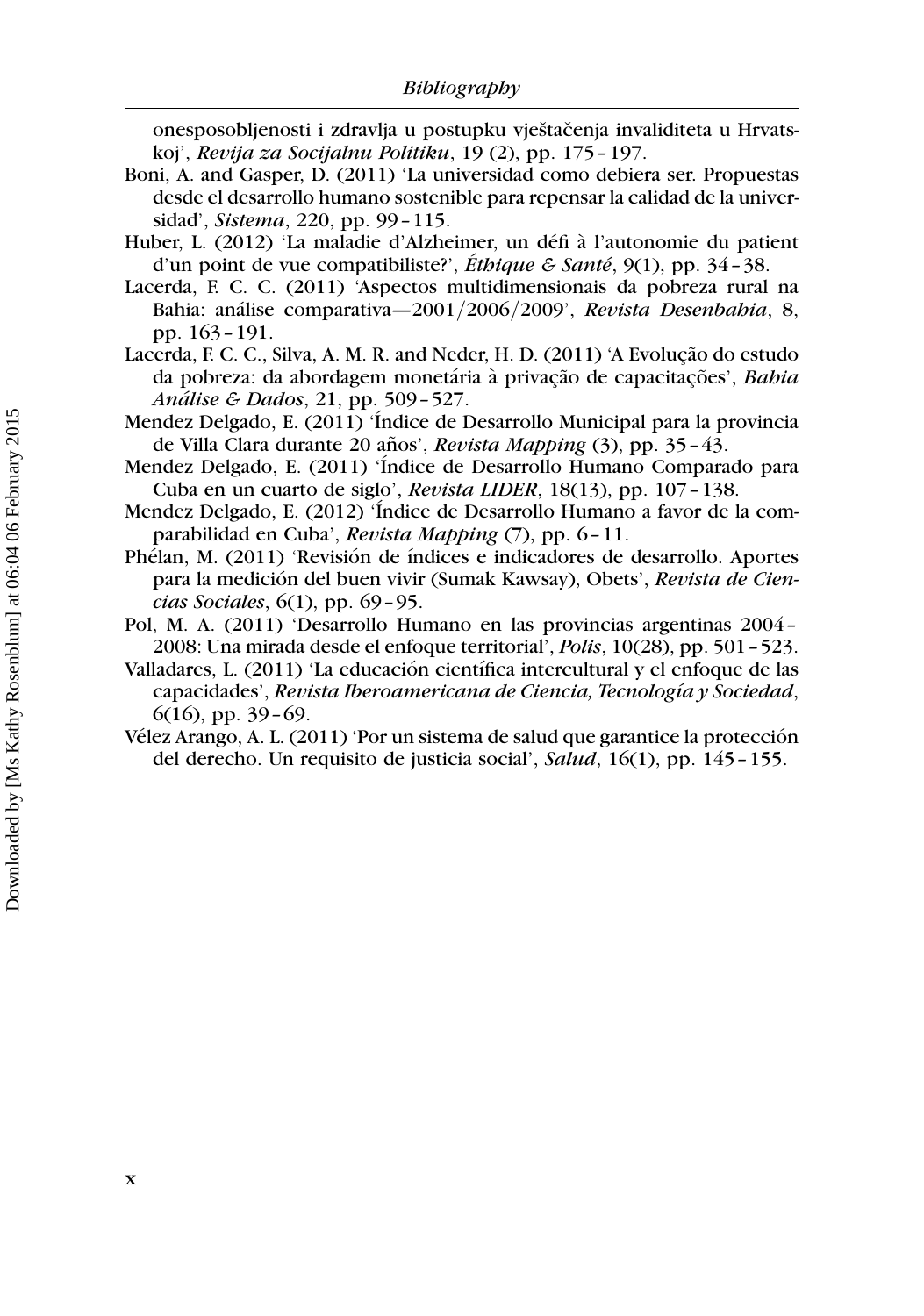onesposobljenosti i zdravlja u postupku vještačenja invaliditeta u Hrvatskoj', *Revija za Socijalnu Politiku*, 19 (2), pp. 175–197.

Boni, A. and Gasper, D. (2011) 'La universidad como debiera ser. Propuestas desde el desarrollo humano sostenible para repensar la calidad de la universidad', *Sistema*, 220, pp. 99–115.

Huber, L. (2012) 'La maladie d'Alzheimer, un défi à l'autonomie du patient d'un point de vue compatibiliste?', *Éthique & Santé*, 9(1), pp. 34–38.

Lacerda, F. C. C. (2011) 'Aspectos multidimensionais da pobreza rural na Bahia: análise comparativa—2001/2006/2009', *Revista Desenbahia*, 8, pp. 163–191.

Lacerda, F. C. C., Silva, A. M. R. and Neder, H. D. (2011) 'A Evolução do estudo da pobreza: da abordagem monetária à privação de capacitações', *Bahia Análise & Dados*, 21, pp. 509–527.

Mendez Delgado, E. (2011) 'Índice de Desarrollo Municipal para la provincia de Villa Clara durante 20 años', *Revista Mapping* (3), pp. 35–43.

Mendez Delgado, E. (2011) 'Índice de Desarrollo Humano Comparado para Cuba en un cuarto de siglo', *Revista LIDER*, 18(13), pp. 107–138.

Mendez Delgado, E. (2012) 'Índice de Desarrollo Humano a favor de la comparabilidad en Cuba', *Revista Mapping* (7), pp. 6–11.

Phélan, M. (2011) 'Revisión de índices e indicadores de desarrollo. Aportes para la medición del buen vivir (Sumak Kawsay), Obets', *Revista de Ciencias Sociales*, 6(1), pp. 69–95.

Pol, M. A. (2011) 'Desarrollo Humano en las provincias argentinas 2004–2008: Una mirada desde el enfoque territorial', *Polis*, 10(28), pp. 501–523.

Valladares, L. (2011) 'La educación científica intercultural y el enfoque de las capacidades', *Revista Iberoamericana de Ciencia, Tecnología y Sociedad*, 6(16), pp. 39–69.

Vélez Arango, A. L. (2011) 'Por un sistema de salud que garantice la protección del derecho. Un requisito de justicia social', *Salud*, 16(1), pp. 145–155.